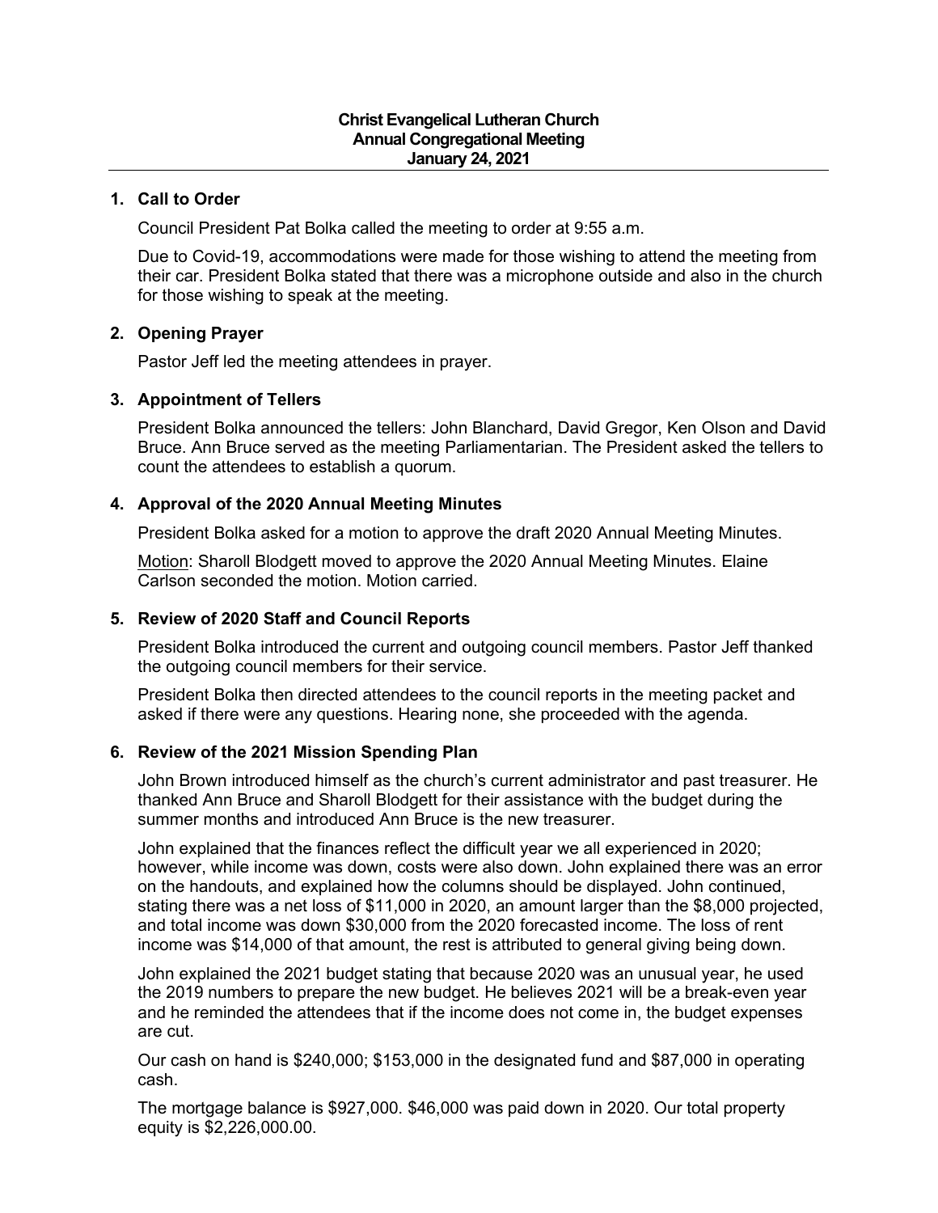**Christ Evangelical Lutheran Church**
**Annual Congregational Meeting**
**January 24, 2021**

---

## 1. Call to Order

Council President Pat Bolka called the meeting to order at 9:55 a.m.

Due to Covid-19, accommodations were made for those wishing to attend the meeting from their car. President Bolka stated that there was a microphone outside and also in the church for those wishing to speak at the meeting.

## 2. Opening Prayer

Pastor Jeff led the meeting attendees in prayer.

## 3. Appointment of Tellers

President Bolka announced the tellers: John Blanchard, David Gregor, Ken Olson and David Bruce. Ann Bruce served as the meeting Parliamentarian. The President asked the tellers to count the attendees to establish a quorum.

## 4. Approval of the 2020 Annual Meeting Minutes

President Bolka asked for a motion to approve the draft 2020 Annual Meeting Minutes.

<u>Motion</u>: Sharoll Blodgett moved to approve the 2020 Annual Meeting Minutes. Elaine Carlson seconded the motion. Motion carried.

## 5. Review of 2020 Staff and Council Reports

President Bolka introduced the current and outgoing council members. Pastor Jeff thanked the outgoing council members for their service.

President Bolka then directed attendees to the council reports in the meeting packet and asked if there were any questions. Hearing none, she proceeded with the agenda.

## 6. Review of the 2021 Mission Spending Plan

John Brown introduced himself as the church's current administrator and past treasurer. He thanked Ann Bruce and Sharoll Blodgett for their assistance with the budget during the summer months and introduced Ann Bruce is the new treasurer.

John explained that the finances reflect the difficult year we all experienced in 2020; however, while income was down, costs were also down. John explained there was an error on the handouts, and explained how the columns should be displayed. John continued, stating there was a net loss of $11,000 in 2020, an amount larger than the $8,000 projected, and total income was down $30,000 from the 2020 forecasted income. The loss of rent income was $14,000 of that amount, the rest is attributed to general giving being down.

John explained the 2021 budget stating that because 2020 was an unusual year, he used the 2019 numbers to prepare the new budget. He believes 2021 will be a break-even year and he reminded the attendees that if the income does not come in, the budget expenses are cut.

Our cash on hand is $240,000; $153,000 in the designated fund and $87,000 in operating cash.

The mortgage balance is $927,000. $46,000 was paid down in 2020. Our total property equity is $2,226,000.00.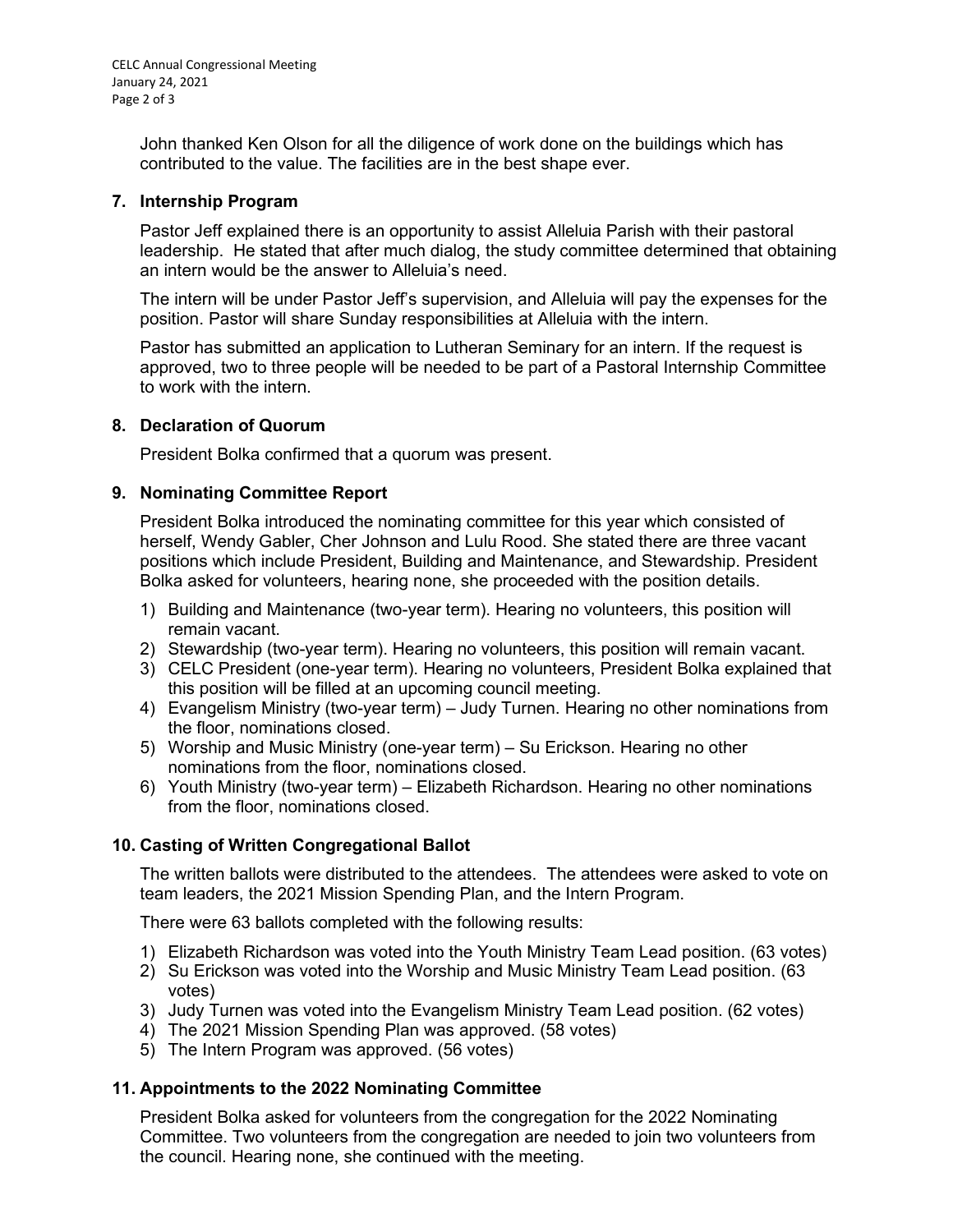John thanked Ken Olson for all the diligence of work done on the buildings which has contributed to the value. The facilities are in the best shape ever.

## 7. Internship Program

Pastor Jeff explained there is an opportunity to assist Alleluia Parish with their pastoral leadership. He stated that after much dialog, the study committee determined that obtaining an intern would be the answer to Alleluia's need.

The intern will be under Pastor Jeff's supervision, and Alleluia will pay the expenses for the position. Pastor will share Sunday responsibilities at Alleluia with the intern.

Pastor has submitted an application to Lutheran Seminary for an intern. If the request is approved, two to three people will be needed to be part of a Pastoral Internship Committee to work with the intern.

## 8. Declaration of Quorum

President Bolka confirmed that a quorum was present.

## 9. Nominating Committee Report

President Bolka introduced the nominating committee for this year which consisted of herself, Wendy Gabler, Cher Johnson and Lulu Rood. She stated there are three vacant positions which include President, Building and Maintenance, and Stewardship. President Bolka asked for volunteers, hearing none, she proceeded with the position details.

1) Building and Maintenance (two-year term). Hearing no volunteers, this position will remain vacant.
2) Stewardship (two-year term). Hearing no volunteers, this position will remain vacant.
3) CELC President (one-year term). Hearing no volunteers, President Bolka explained that this position will be filled at an upcoming council meeting.
4) Evangelism Ministry (two-year term) – Judy Turnen. Hearing no other nominations from the floor, nominations closed.
5) Worship and Music Ministry (one-year term) – Su Erickson. Hearing no other nominations from the floor, nominations closed.
6) Youth Ministry (two-year term) – Elizabeth Richardson. Hearing no other nominations from the floor, nominations closed.

## 10. Casting of Written Congregational Ballot

The written ballots were distributed to the attendees. The attendees were asked to vote on team leaders, the 2021 Mission Spending Plan, and the Intern Program.

There were 63 ballots completed with the following results:

1) Elizabeth Richardson was voted into the Youth Ministry Team Lead position. (63 votes)
2) Su Erickson was voted into the Worship and Music Ministry Team Lead position. (63 votes)
3) Judy Turnen was voted into the Evangelism Ministry Team Lead position. (62 votes)
4) The 2021 Mission Spending Plan was approved. (58 votes)
5) The Intern Program was approved. (56 votes)

## 11. Appointments to the 2022 Nominating Committee

President Bolka asked for volunteers from the congregation for the 2022 Nominating Committee. Two volunteers from the congregation are needed to join two volunteers from the council. Hearing none, she continued with the meeting.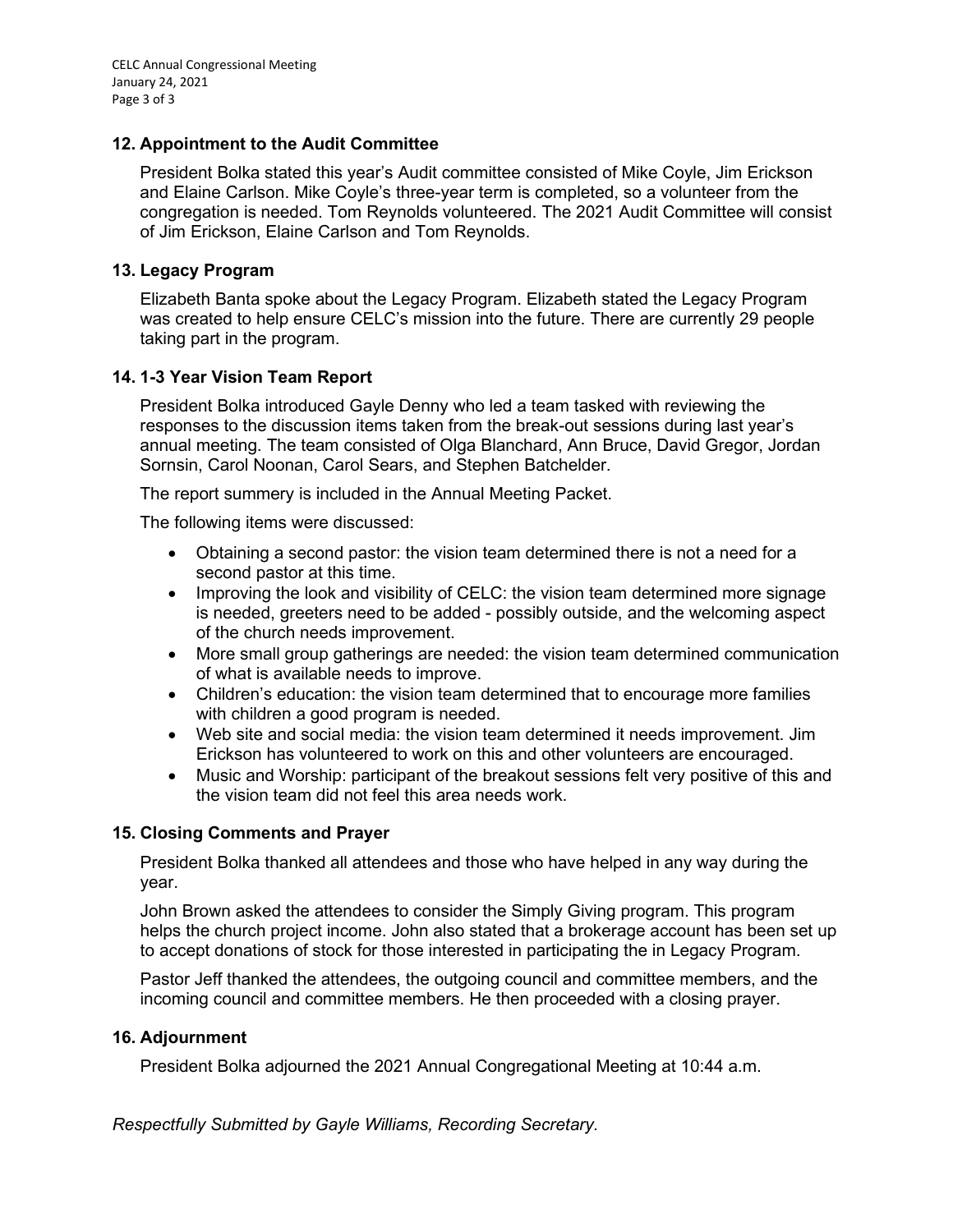## 12. Appointment to the Audit Committee

President Bolka stated this year's Audit committee consisted of Mike Coyle, Jim Erickson and Elaine Carlson. Mike Coyle's three-year term is completed, so a volunteer from the congregation is needed. Tom Reynolds volunteered. The 2021 Audit Committee will consist of Jim Erickson, Elaine Carlson and Tom Reynolds.

## 13. Legacy Program

Elizabeth Banta spoke about the Legacy Program. Elizabeth stated the Legacy Program was created to help ensure CELC's mission into the future. There are currently 29 people taking part in the program.

## 14. 1-3 Year Vision Team Report

President Bolka introduced Gayle Denny who led a team tasked with reviewing the responses to the discussion items taken from the break-out sessions during last year's annual meeting. The team consisted of Olga Blanchard, Ann Bruce, David Gregor, Jordan Sornsin, Carol Noonan, Carol Sears, and Stephen Batchelder.

The report summery is included in the Annual Meeting Packet.

The following items were discussed:

- Obtaining a second pastor: the vision team determined there is not a need for a second pastor at this time.
- Improving the look and visibility of CELC: the vision team determined more signage is needed, greeters need to be added - possibly outside, and the welcoming aspect of the church needs improvement.
- More small group gatherings are needed: the vision team determined communication of what is available needs to improve.
- Children's education: the vision team determined that to encourage more families with children a good program is needed.
- Web site and social media: the vision team determined it needs improvement. Jim Erickson has volunteered to work on this and other volunteers are encouraged.
- Music and Worship: participant of the breakout sessions felt very positive of this and the vision team did not feel this area needs work.

## 15. Closing Comments and Prayer

President Bolka thanked all attendees and those who have helped in any way during the year.

John Brown asked the attendees to consider the Simply Giving program. This program helps the church project income. John also stated that a brokerage account has been set up to accept donations of stock for those interested in participating the in Legacy Program.

Pastor Jeff thanked the attendees, the outgoing council and committee members, and the incoming council and committee members. He then proceeded with a closing prayer.

## 16. Adjournment

President Bolka adjourned the 2021 Annual Congregational Meeting at 10:44 a.m.

*Respectfully Submitted by Gayle Williams, Recording Secretary.*